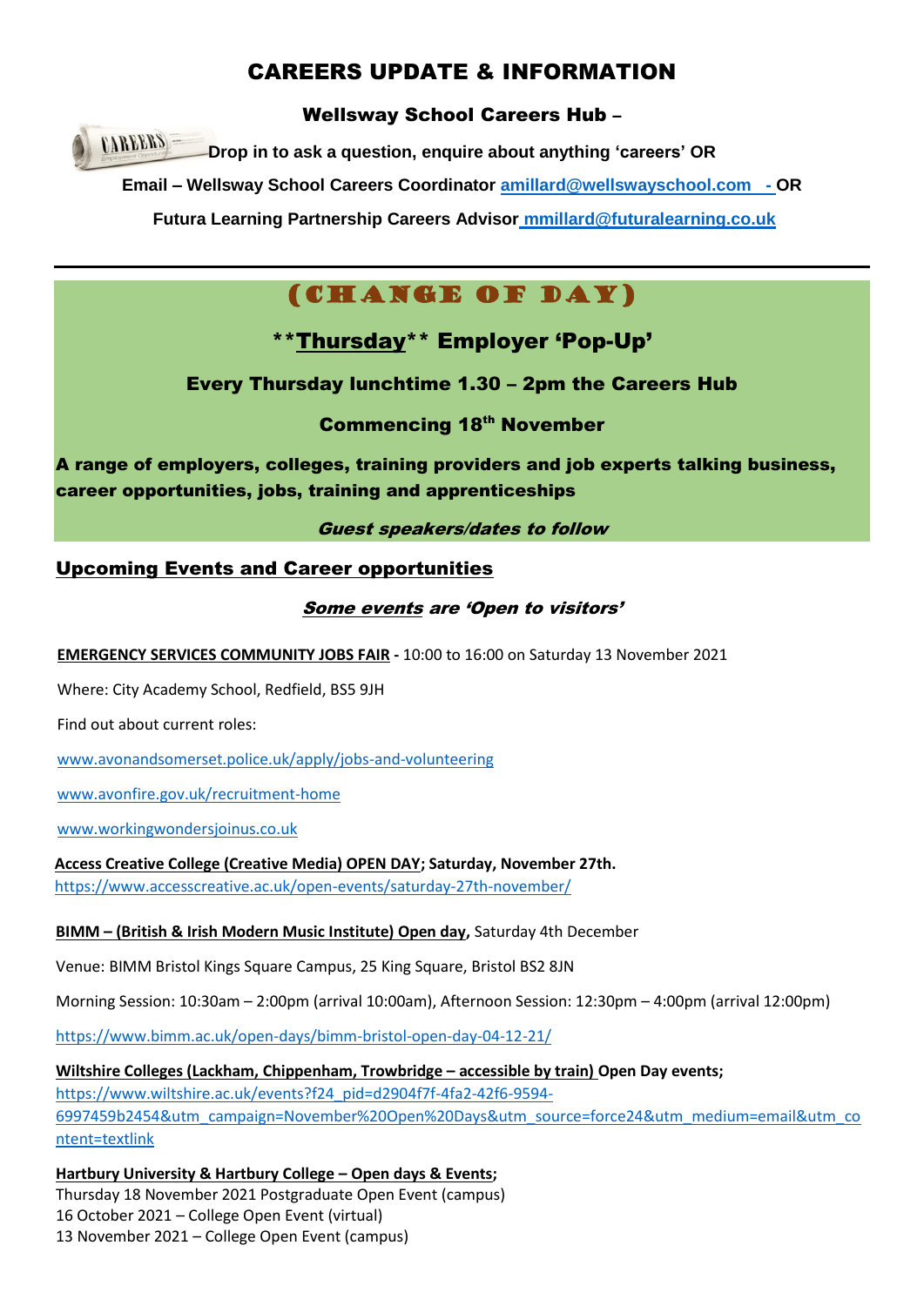# CAREERS UPDATE & INFORMATION

**Wellsway School Careers Hub –**

**Drop in to ask a question, enquire about anything 'careers' OR**

**Email – Wellsway School Careers Coordinator amillard@wellswayschool.com - OR**

**Futura Learning Partnership Careers Advisor mmillard@futuralearning.co.uk**

---

## (CHANGE OF DAY)

### \*\*Thursday\*\* Employer 'Pop-Up'

**Every Thursday lunchtime 1.30 – 2pm the Careers Hub**

**Commencing 18th November**

**A range of employers, colleges, training providers and job experts talking business, career opportunities, jobs, training and apprenticeships**

***Guest speakers/dates to follow***

## Upcoming Events and Career opportunities

***Some events are 'Open to visitors'***

**EMERGENCY SERVICES COMMUNITY JOBS FAIR -** 10:00 to 16:00 on Saturday 13 November 2021

Where: City Academy School, Redfield, BS5 9JH

Find out about current roles:

www.avonandsomerset.police.uk/apply/jobs-and-volunteering

www.avonfire.gov.uk/recruitment-home

www.workingwondersjoinus.co.uk

**Access Creative College (Creative Media) OPEN DAY; Saturday, November 27th.**
https://www.accesscreative.ac.uk/open-events/saturday-27th-november/

**BIMM – (British & Irish Modern Music Institute) Open day,** Saturday 4th December

Venue: BIMM Bristol Kings Square Campus, 25 King Square, Bristol BS2 8JN

Morning Session: 10:30am – 2:00pm (arrival 10:00am), Afternoon Session: 12:30pm – 4:00pm (arrival 12:00pm)

https://www.bimm.ac.uk/open-days/bimm-bristol-open-day-04-12-21/

**Wiltshire Colleges (Lackham, Chippenham, Trowbridge – accessible by train) Open Day events;**
https://www.wiltshire.ac.uk/events?f24_pid=d2904f7f-4fa2-42f6-9594-6997459b2454&utm_campaign=November%20Open%20Days&utm_source=force24&utm_medium=email&utm_content=textlink

**Hartbury University & Hartbury College – Open days & Events;**
Thursday 18 November 2021 Postgraduate Open Event (campus)
16 October 2021 – College Open Event (virtual)
13 November 2021 – College Open Event (campus)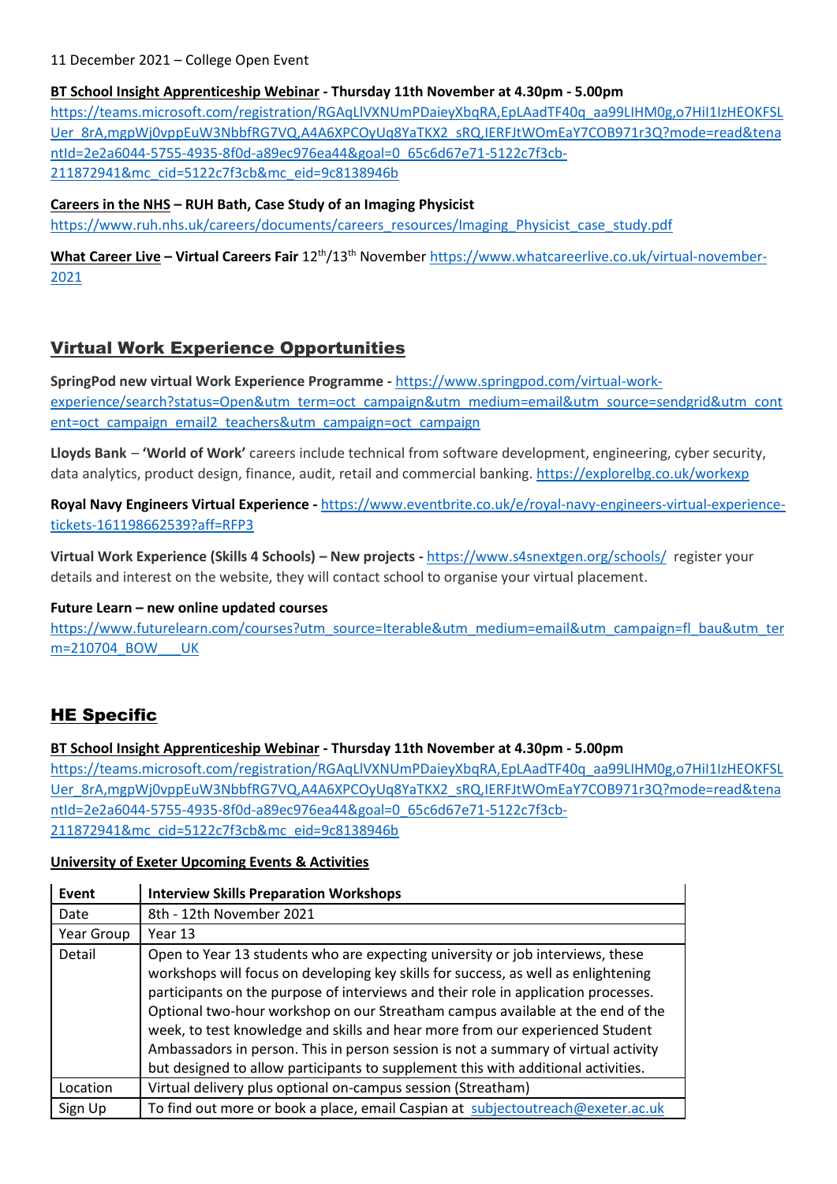11 December 2021 – College Open Event

**BT School Insight Apprenticeship Webinar - Thursday 11th November at 4.30pm - 5.00pm**
https://teams.microsoft.com/registration/RGAqLlVXNUmPDaieyXbqRA,EpLAadTF40q_aa99LIHM0g,o7HiI1IzHEOKFSLUer_8rA,mgpWj0vppEuW3NbbfRG7VQ,A4A6XPCOyUq8YaTKX2_sRQ,IERFJtWOmEaY7COB971r3Q?mode=read&tenantId=2e2a6044-5755-4935-8f0d-a89ec976ea44&goal=0_65c6d67e71-5122c7f3cb-211872941&mc_cid=5122c7f3cb&mc_eid=9c8138946b

**Careers in the NHS – RUH Bath, Case Study of an Imaging Physicist**
https://www.ruh.nhs.uk/careers/documents/careers_resources/Imaging_Physicist_case_study.pdf

**What Career Live – Virtual Careers Fair** 12th/13th November https://www.whatcareerlive.co.uk/virtual-november-2021

## Virtual Work Experience Opportunities

**SpringPod new virtual Work Experience Programme -** https://www.springpod.com/virtual-work-experience/search?status=Open&utm_term=oct_campaign&utm_medium=email&utm_source=sendgrid&utm_content=oct_campaign_email2_teachers&utm_campaign=oct_campaign

**Lloyds Bank** – **'World of Work'** careers include technical from software development, engineering, cyber security, data analytics, product design, finance, audit, retail and commercial banking. https://explorelbg.co.uk/workexp

**Royal Navy Engineers Virtual Experience -** https://www.eventbrite.co.uk/e/royal-navy-engineers-virtual-experience-tickets-161198662539?aff=RFP3

**Virtual Work Experience (Skills 4 Schools) – New projects -** https://www.s4snextgen.org/schools/ register your details and interest on the website, they will contact school to organise your virtual placement.

**Future Learn – new online updated courses**
https://www.futurelearn.com/courses?utm_source=Iterable&utm_medium=email&utm_campaign=fl_bau&utm_term=210704_BOW___UK

## HE Specific

**BT School Insight Apprenticeship Webinar - Thursday 11th November at 4.30pm - 5.00pm**
https://teams.microsoft.com/registration/RGAqLlVXNUmPDaieyXbqRA,EpLAadTF40q_aa99LIHM0g,o7HiI1IzHEOKFSLUer_8rA,mgpWj0vppEuW3NbbfRG7VQ,A4A6XPCOyUq8YaTKX2_sRQ,IERFJtWOmEaY7COB971r3Q?mode=read&tenantId=2e2a6044-5755-4935-8f0d-a89ec976ea44&goal=0_65c6d67e71-5122c7f3cb-211872941&mc_cid=5122c7f3cb&mc_eid=9c8138946b

**University of Exeter Upcoming Events & Activities**

| **Event** | **Interview Skills Preparation Workshops** |
|---|---|
| Date | 8th - 12th November 2021 |
| Year Group | Year 13 |
| Detail | Open to Year 13 students who are expecting university or job interviews, these workshops will focus on developing key skills for success, as well as enlightening participants on the purpose of interviews and their role in application processes. Optional two-hour workshop on our Streatham campus available at the end of the week, to test knowledge and skills and hear more from our experienced Student Ambassadors in person. This in person session is not a summary of virtual activity but designed to allow participants to supplement this with additional activities. |
| Location | Virtual delivery plus optional on-campus session (Streatham) |
| Sign Up | To find out more or book a place, email Caspian at subjectoutreach@exeter.ac.uk |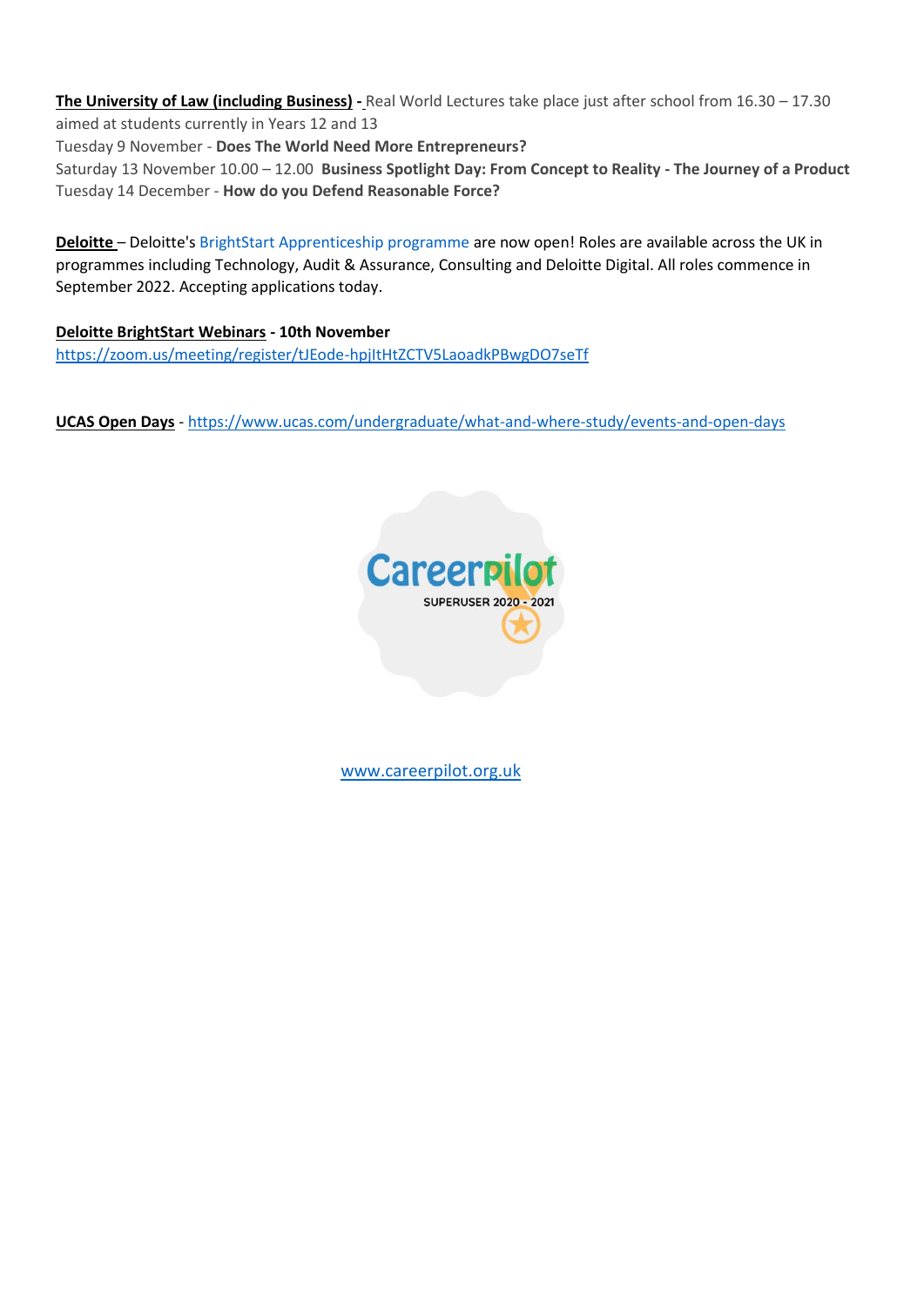**The University of Law (including Business) -** Real World Lectures take place just after school from 16.30 – 17.30 aimed at students currently in Years 12 and 13

Tuesday 9 November - **Does The World Need More Entrepreneurs?**

Saturday 13 November 10.00 – 12.00 **Business Spotlight Day: From Concept to Reality - The Journey of a Product**

Tuesday 14 December - **How do you Defend Reasonable Force?**

**Deloitte** – Deloitte's BrightStart Apprenticeship programme are now open! Roles are available across the UK in programmes including Technology, Audit & Assurance, Consulting and Deloitte Digital. All roles commence in September 2022. Accepting applications today.

**Deloitte BrightStart Webinars - 10th November**

https://zoom.us/meeting/register/tJEode-hpjItHtZCTV5LaoadkPBwgDO7seTf

**UCAS Open Days** - https://www.ucas.com/undergraduate/what-and-where-study/events-and-open-days

Careerpilot SUPERUSER 2020 - 2021

www.careerpilot.org.uk